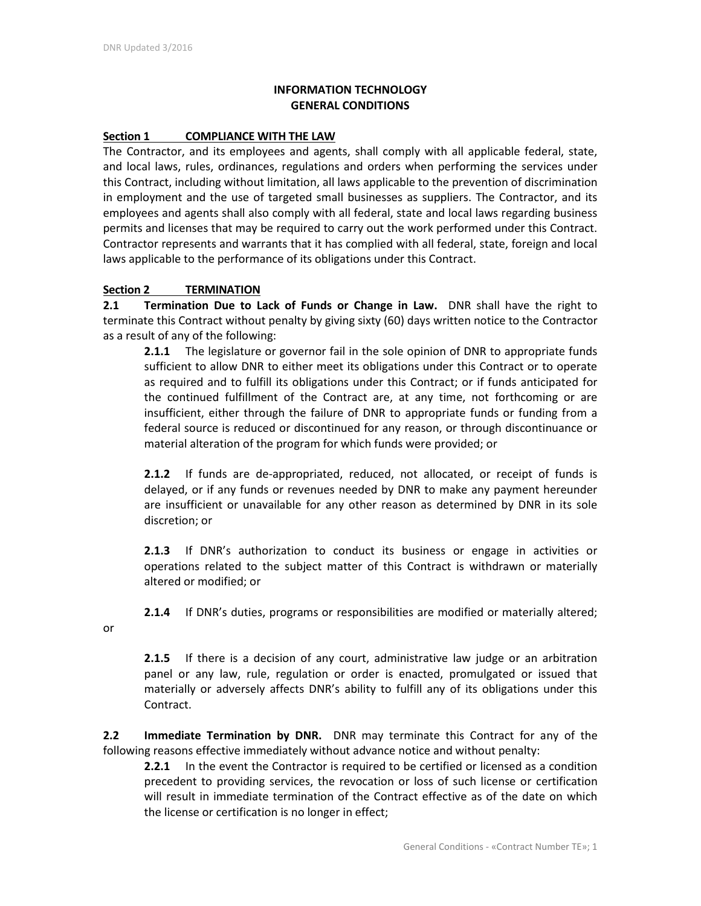# INFORMATION TECHNOLOGY GENERAL CONDITIONS

## Section 1 COMPLIANCE WITH THE LAW

The Contractor, and its employees and agents, shall comply with all applicable federal, state, and local laws, rules, ordinances, regulations and orders when performing the services under this Contract, including without limitation, all laws applicable to the prevention of discrimination in employment and the use of targeted small businesses as suppliers. The Contractor, and its employees and agents shall also comply with all federal, state and local laws regarding business permits and licenses that may be required to carry out the work performed under this Contract. Contractor represents and warrants that it has complied with all federal, state, foreign and local laws applicable to the performance of its obligations under this Contract.

## Section 2 TERMINATION

**2.1 Termination Due to Lack of Funds or Change in Law.** DNR shall have the right to terminate this Contract without penalty by giving sixty (60) days written notice to the Contractor as a result of any of the following:

**2.1.1** The legislature or governor fail in the sole opinion of DNR to appropriate funds sufficient to allow DNR to either meet its obligations under this Contract or to operate as required and to fulfill its obligations under this Contract; or if funds anticipated for the continued fulfillment of the Contract are, at any time, not forthcoming or are insufficient, either through the failure of DNR to appropriate funds or funding from a federal source is reduced or discontinued for any reason, or through discontinuance or material alteration of the program for which funds were provided; or

**2.1.2** If funds are de-appropriated, reduced, not allocated, or receipt of funds is delayed, or if any funds or revenues needed by DNR to make any payment hereunder are insufficient or unavailable for any other reason as determined by DNR in its sole discretion; or

**2.1.3** If DNR's authorization to conduct its business or engage in activities or operations related to the subject matter of this Contract is withdrawn or materially altered or modified; or

**2.1.4** If DNR's duties, programs or responsibilities are modified or materially altered; or

**2.1.5** If there is a decision of any court, administrative law judge or an arbitration panel or any law, rule, regulation or order is enacted, promulgated or issued that materially or adversely affects DNR's ability to fulfill any of its obligations under this Contract.

**2.2 Immediate Termination by DNR.** DNR may terminate this Contract for any of the following reasons effective immediately without advance notice and without penalty:

**2.2.1** In the event the Contractor is required to be certified or licensed as a condition precedent to providing services, the revocation or loss of such license or certification will result in immediate termination of the Contract effective as of the date on which the license or certification is no longer in effect;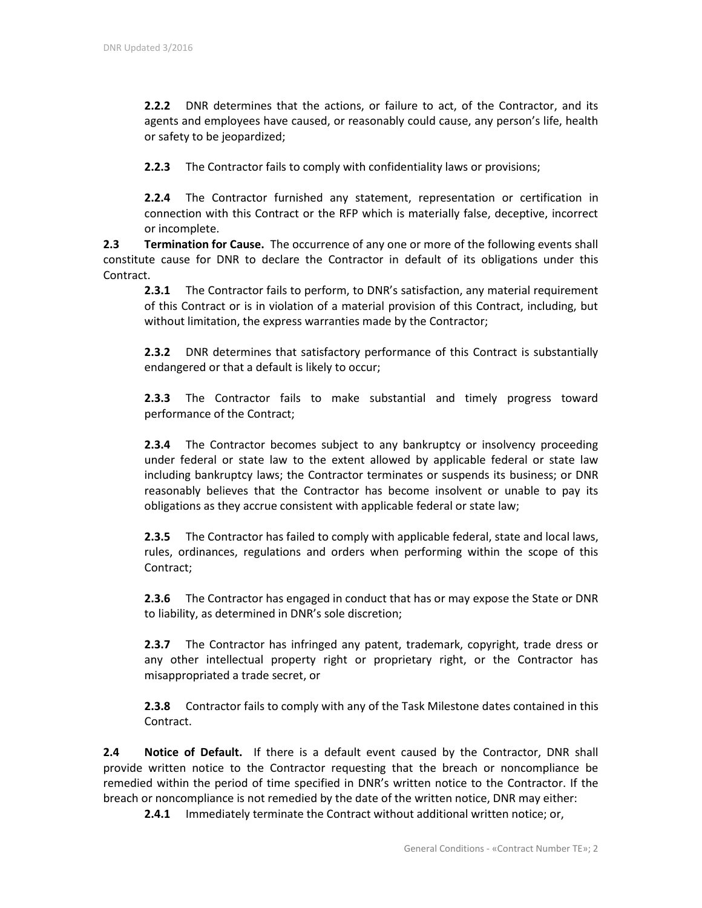**2.2.2** DNR determines that the actions, or failure to act, of the Contractor, and its agents and employees have caused, or reasonably could cause, any person's life, health or safety to be jeopardized;

**2.2.3** The Contractor fails to comply with confidentiality laws or provisions;

**2.2.4** The Contractor furnished any statement, representation or certification in connection with this Contract or the RFP which is materially false, deceptive, incorrect or incomplete.

**2.3 Termination for Cause.** The occurrence of any one or more of the following events shall constitute cause for DNR to declare the Contractor in default of its obligations under this Contract.

**2.3.1** The Contractor fails to perform, to DNR's satisfaction, any material requirement of this Contract or is in violation of a material provision of this Contract, including, but without limitation, the express warranties made by the Contractor;

**2.3.2** DNR determines that satisfactory performance of this Contract is substantially endangered or that a default is likely to occur;

**2.3.3** The Contractor fails to make substantial and timely progress toward performance of the Contract;

**2.3.4** The Contractor becomes subject to any bankruptcy or insolvency proceeding under federal or state law to the extent allowed by applicable federal or state law including bankruptcy laws; the Contractor terminates or suspends its business; or DNR reasonably believes that the Contractor has become insolvent or unable to pay its obligations as they accrue consistent with applicable federal or state law;

**2.3.5** The Contractor has failed to comply with applicable federal, state and local laws, rules, ordinances, regulations and orders when performing within the scope of this Contract;

**2.3.6** The Contractor has engaged in conduct that has or may expose the State or DNR to liability, as determined in DNR's sole discretion;

**2.3.7** The Contractor has infringed any patent, trademark, copyright, trade dress or any other intellectual property right or proprietary right, or the Contractor has misappropriated a trade secret, or

**2.3.8** Contractor fails to comply with any of the Task Milestone dates contained in this Contract.

**2.4 Notice of Default.** If there is a default event caused by the Contractor, DNR shall provide written notice to the Contractor requesting that the breach or noncompliance be remedied within the period of time specified in DNR's written notice to the Contractor. If the breach or noncompliance is not remedied by the date of the written notice, DNR may either:

**2.4.1** Immediately terminate the Contract without additional written notice; or,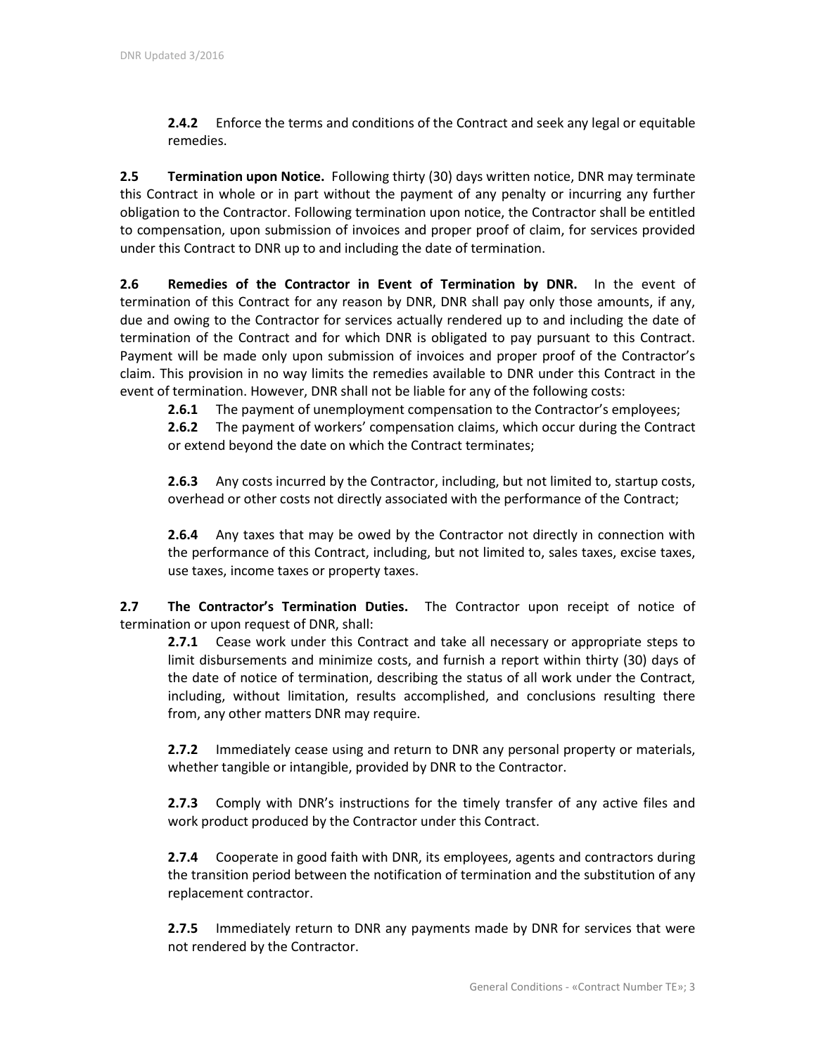**2.4.2** Enforce the terms and conditions of the Contract and seek any legal or equitable remedies.

**2.5 Termination upon Notice.** Following thirty (30) days written notice, DNR may terminate this Contract in whole or in part without the payment of any penalty or incurring any further obligation to the Contractor. Following termination upon notice, the Contractor shall be entitled to compensation, upon submission of invoices and proper proof of claim, for services provided under this Contract to DNR up to and including the date of termination.

**2.6 Remedies of the Contractor in Event of Termination by DNR.** In the event of termination of this Contract for any reason by DNR, DNR shall pay only those amounts, if any, due and owing to the Contractor for services actually rendered up to and including the date of termination of the Contract and for which DNR is obligated to pay pursuant to this Contract. Payment will be made only upon submission of invoices and proper proof of the Contractor's claim. This provision in no way limits the remedies available to DNR under this Contract in the event of termination. However, DNR shall not be liable for any of the following costs:

**2.6.1** The payment of unemployment compensation to the Contractor's employees;

**2.6.2** The payment of workers' compensation claims, which occur during the Contract or extend beyond the date on which the Contract terminates;

**2.6.3** Any costs incurred by the Contractor, including, but not limited to, startup costs, overhead or other costs not directly associated with the performance of the Contract;

**2.6.4** Any taxes that may be owed by the Contractor not directly in connection with the performance of this Contract, including, but not limited to, sales taxes, excise taxes, use taxes, income taxes or property taxes.

**2.7 The Contractor's Termination Duties.** The Contractor upon receipt of notice of termination or upon request of DNR, shall:

**2.7.1** Cease work under this Contract and take all necessary or appropriate steps to limit disbursements and minimize costs, and furnish a report within thirty (30) days of the date of notice of termination, describing the status of all work under the Contract, including, without limitation, results accomplished, and conclusions resulting there from, any other matters DNR may require.

**2.7.2** Immediately cease using and return to DNR any personal property or materials, whether tangible or intangible, provided by DNR to the Contractor.

**2.7.3** Comply with DNR's instructions for the timely transfer of any active files and work product produced by the Contractor under this Contract.

**2.7.4** Cooperate in good faith with DNR, its employees, agents and contractors during the transition period between the notification of termination and the substitution of any replacement contractor.

**2.7.5** Immediately return to DNR any payments made by DNR for services that were not rendered by the Contractor.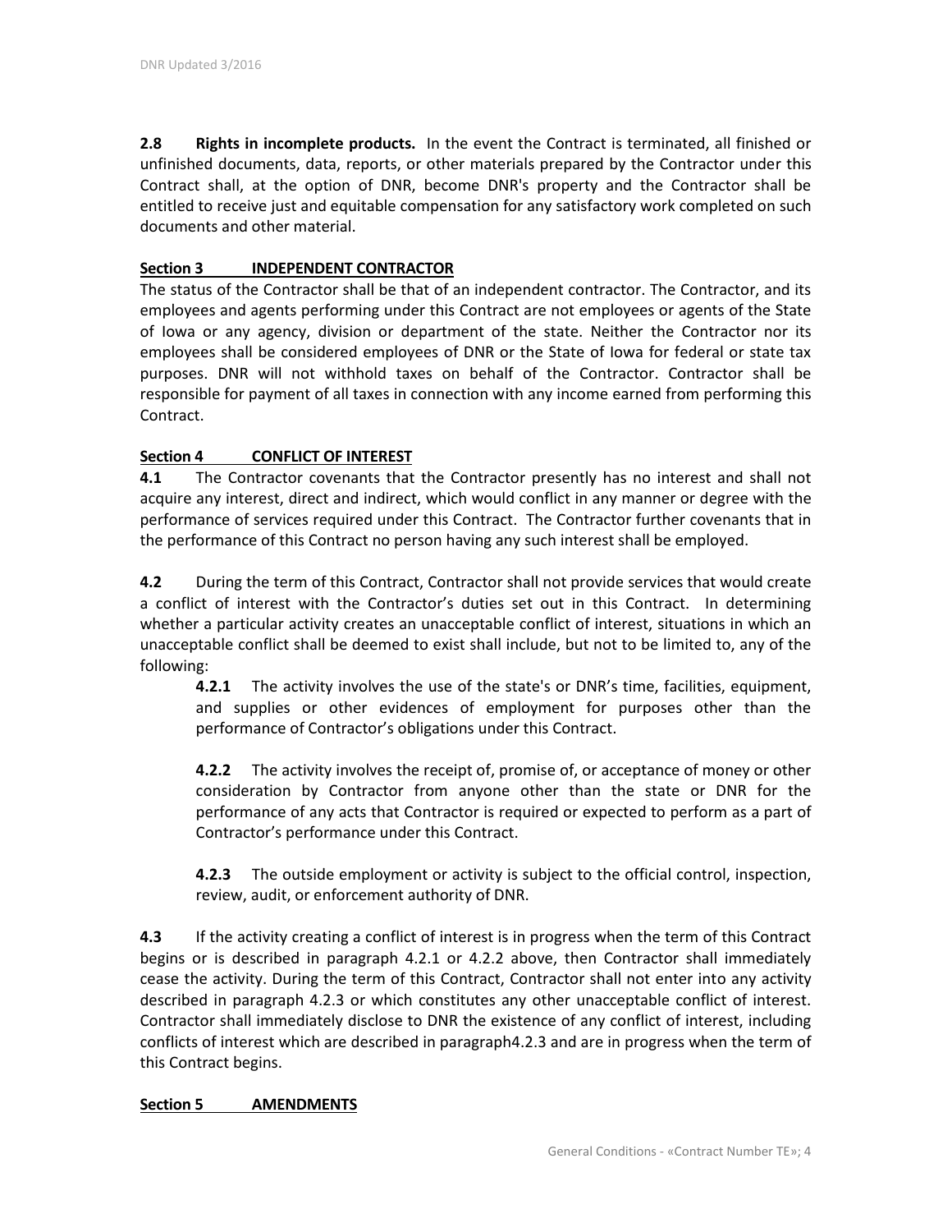**2.8 Rights in incomplete products.** In the event the Contract is terminated, all finished or unfinished documents, data, reports, or other materials prepared by the Contractor under this Contract shall, at the option of DNR, become DNR's property and the Contractor shall be entitled to receive just and equitable compensation for any satisfactory work completed on such documents and other material.

## Section 3 INDEPENDENT CONTRACTOR

The status of the Contractor shall be that of an independent contractor. The Contractor, and its employees and agents performing under this Contract are not employees or agents of the State of Iowa or any agency, division or department of the state. Neither the Contractor nor its employees shall be considered employees of DNR or the State of Iowa for federal or state tax purposes. DNR will not withhold taxes on behalf of the Contractor. Contractor shall be responsible for payment of all taxes in connection with any income earned from performing this Contract.

## Section 4 CONFLICT OF INTEREST

**4.1** The Contractor covenants that the Contractor presently has no interest and shall not acquire any interest, direct and indirect, which would conflict in any manner or degree with the performance of services required under this Contract. The Contractor further covenants that in the performance of this Contract no person having any such interest shall be employed.

**4.2** During the term of this Contract, Contractor shall not provide services that would create a conflict of interest with the Contractor's duties set out in this Contract. In determining whether a particular activity creates an unacceptable conflict of interest, situations in which an unacceptable conflict shall be deemed to exist shall include, but not to be limited to, any of the following:

> **4.2.1** The activity involves the use of the state's or DNR's time, facilities, equipment, and supplies or other evidences of employment for purposes other than the performance of Contractor's obligations under this Contract.
>
> **4.2.2** The activity involves the receipt of, promise of, or acceptance of money or other consideration by Contractor from anyone other than the state or DNR for the performance of any acts that Contractor is required or expected to perform as a part of Contractor's performance under this Contract.
>
> **4.2.3** The outside employment or activity is subject to the official control, inspection, review, audit, or enforcement authority of DNR.

**4.3** If the activity creating a conflict of interest is in progress when the term of this Contract begins or is described in paragraph 4.2.1 or 4.2.2 above, then Contractor shall immediately cease the activity. During the term of this Contract, Contractor shall not enter into any activity described in paragraph 4.2.3 or which constitutes any other unacceptable conflict of interest. Contractor shall immediately disclose to DNR the existence of any conflict of interest, including conflicts of interest which are described in paragraph4.2.3 and are in progress when the term of this Contract begins.

## Section 5 AMENDMENTS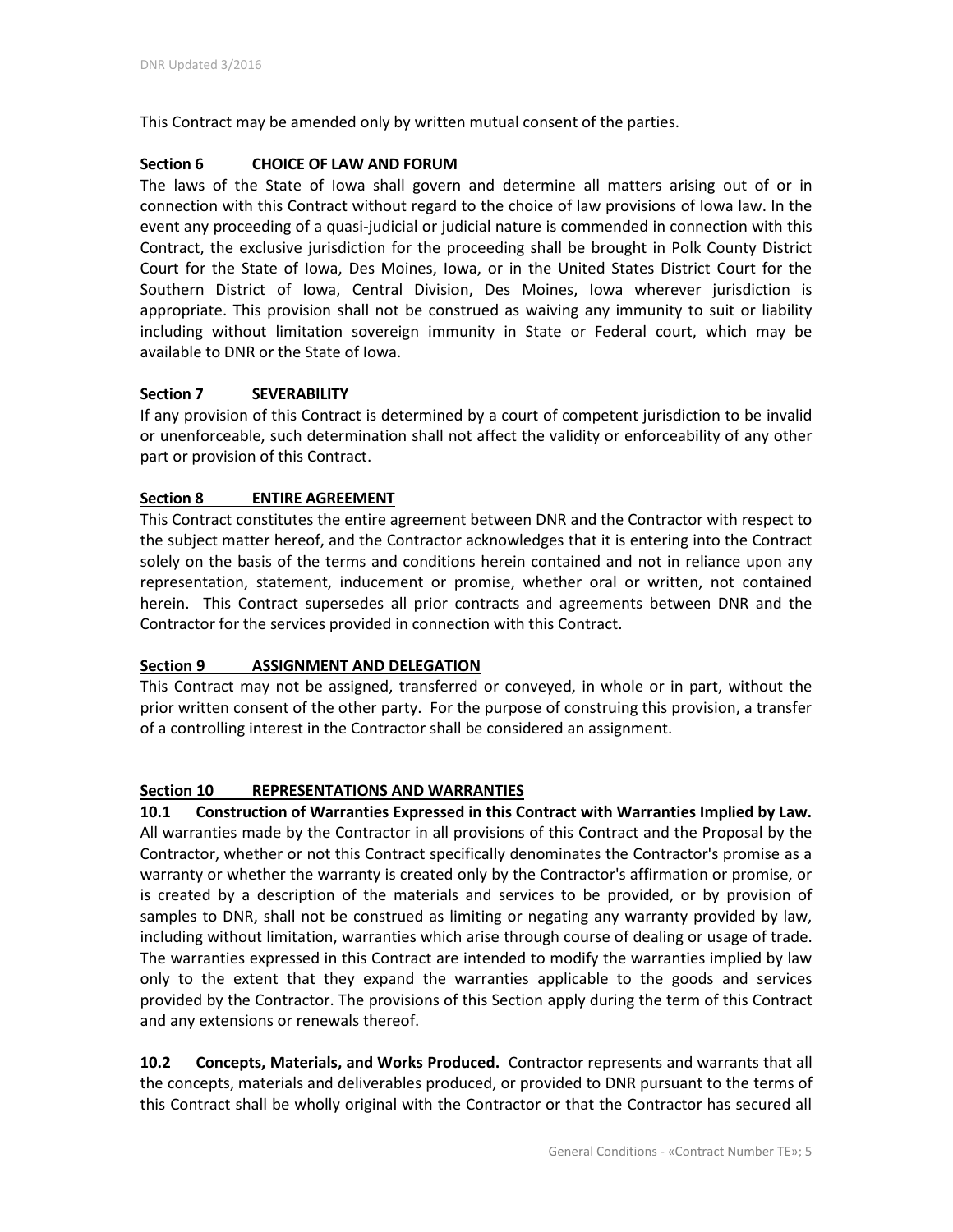This Contract may be amended only by written mutual consent of the parties.

## Section 6 CHOICE OF LAW AND FORUM

The laws of the State of Iowa shall govern and determine all matters arising out of or in connection with this Contract without regard to the choice of law provisions of Iowa law. In the event any proceeding of a quasi-judicial or judicial nature is commended in connection with this Contract, the exclusive jurisdiction for the proceeding shall be brought in Polk County District Court for the State of Iowa, Des Moines, Iowa, or in the United States District Court for the Southern District of Iowa, Central Division, Des Moines, Iowa wherever jurisdiction is appropriate. This provision shall not be construed as waiving any immunity to suit or liability including without limitation sovereign immunity in State or Federal court, which may be available to DNR or the State of Iowa.

## Section 7 SEVERABILITY

If any provision of this Contract is determined by a court of competent jurisdiction to be invalid or unenforceable, such determination shall not affect the validity or enforceability of any other part or provision of this Contract.

## Section 8 ENTIRE AGREEMENT

This Contract constitutes the entire agreement between DNR and the Contractor with respect to the subject matter hereof, and the Contractor acknowledges that it is entering into the Contract solely on the basis of the terms and conditions herein contained and not in reliance upon any representation, statement, inducement or promise, whether oral or written, not contained herein. This Contract supersedes all prior contracts and agreements between DNR and the Contractor for the services provided in connection with this Contract.

## Section 9 ASSIGNMENT AND DELEGATION

This Contract may not be assigned, transferred or conveyed, in whole or in part, without the prior written consent of the other party. For the purpose of construing this provision, a transfer of a controlling interest in the Contractor shall be considered an assignment.

## Section 10 REPRESENTATIONS AND WARRANTIES

**10.1 Construction of Warranties Expressed in this Contract with Warranties Implied by Law.** All warranties made by the Contractor in all provisions of this Contract and the Proposal by the Contractor, whether or not this Contract specifically denominates the Contractor's promise as a warranty or whether the warranty is created only by the Contractor's affirmation or promise, or is created by a description of the materials and services to be provided, or by provision of samples to DNR, shall not be construed as limiting or negating any warranty provided by law, including without limitation, warranties which arise through course of dealing or usage of trade. The warranties expressed in this Contract are intended to modify the warranties implied by law only to the extent that they expand the warranties applicable to the goods and services provided by the Contractor. The provisions of this Section apply during the term of this Contract and any extensions or renewals thereof.

**10.2 Concepts, Materials, and Works Produced.** Contractor represents and warrants that all the concepts, materials and deliverables produced, or provided to DNR pursuant to the terms of this Contract shall be wholly original with the Contractor or that the Contractor has secured all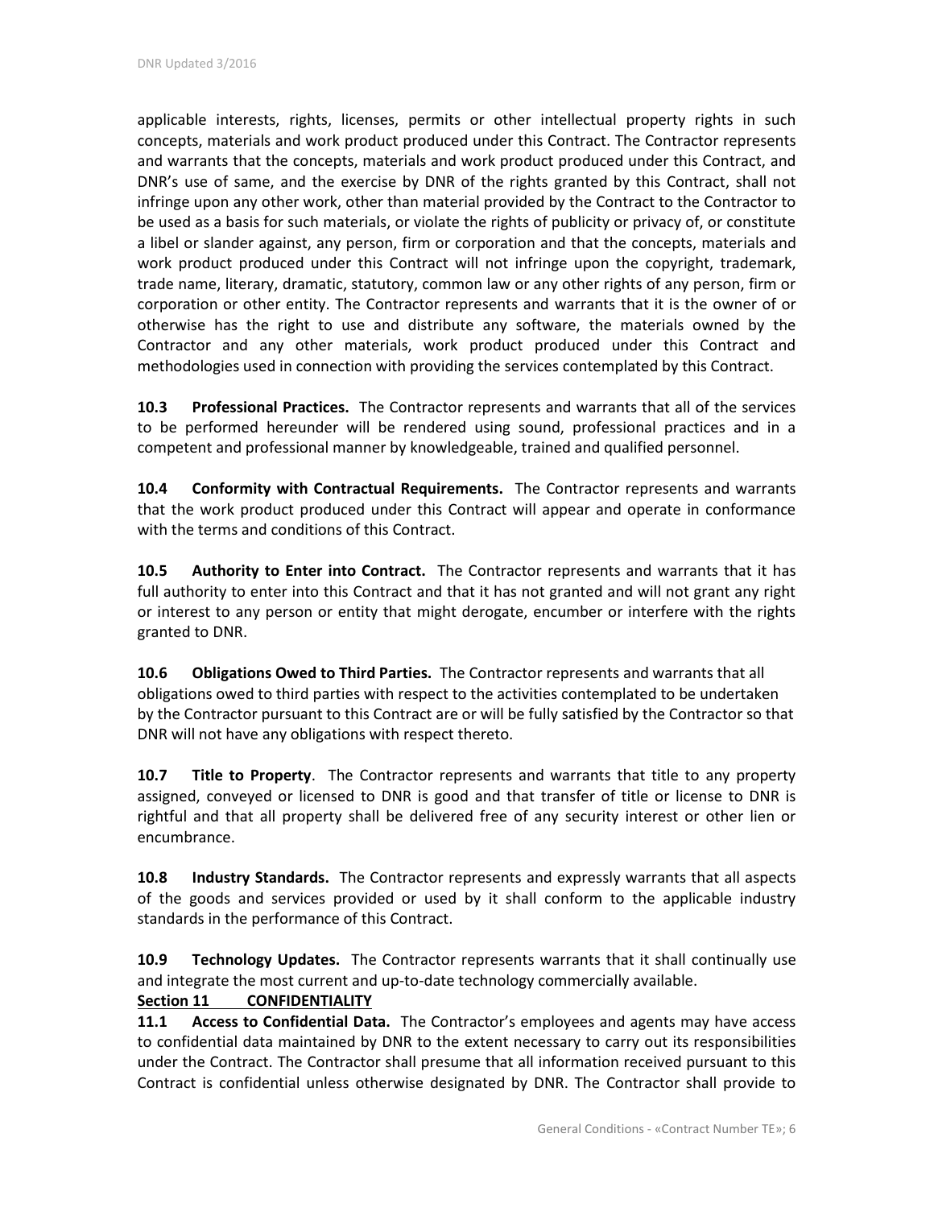applicable interests, rights, licenses, permits or other intellectual property rights in such concepts, materials and work product produced under this Contract. The Contractor represents and warrants that the concepts, materials and work product produced under this Contract, and DNR's use of same, and the exercise by DNR of the rights granted by this Contract, shall not infringe upon any other work, other than material provided by the Contract to the Contractor to be used as a basis for such materials, or violate the rights of publicity or privacy of, or constitute a libel or slander against, any person, firm or corporation and that the concepts, materials and work product produced under this Contract will not infringe upon the copyright, trademark, trade name, literary, dramatic, statutory, common law or any other rights of any person, firm or corporation or other entity. The Contractor represents and warrants that it is the owner of or otherwise has the right to use and distribute any software, the materials owned by the Contractor and any other materials, work product produced under this Contract and methodologies used in connection with providing the services contemplated by this Contract.

**10.3 Professional Practices.** The Contractor represents and warrants that all of the services to be performed hereunder will be rendered using sound, professional practices and in a competent and professional manner by knowledgeable, trained and qualified personnel.

**10.4 Conformity with Contractual Requirements.** The Contractor represents and warrants that the work product produced under this Contract will appear and operate in conformance with the terms and conditions of this Contract.

**10.5 Authority to Enter into Contract.** The Contractor represents and warrants that it has full authority to enter into this Contract and that it has not granted and will not grant any right or interest to any person or entity that might derogate, encumber or interfere with the rights granted to DNR.

**10.6 Obligations Owed to Third Parties.** The Contractor represents and warrants that all obligations owed to third parties with respect to the activities contemplated to be undertaken by the Contractor pursuant to this Contract are or will be fully satisfied by the Contractor so that DNR will not have any obligations with respect thereto.

**10.7 Title to Property**. The Contractor represents and warrants that title to any property assigned, conveyed or licensed to DNR is good and that transfer of title or license to DNR is rightful and that all property shall be delivered free of any security interest or other lien or encumbrance.

**10.8 Industry Standards.** The Contractor represents and expressly warrants that all aspects of the goods and services provided or used by it shall conform to the applicable industry standards in the performance of this Contract.

**10.9 Technology Updates.** The Contractor represents warrants that it shall continually use and integrate the most current and up-to-date technology commercially available.

## Section 11 CONFIDENTIALITY

**11.1 Access to Confidential Data.** The Contractor's employees and agents may have access to confidential data maintained by DNR to the extent necessary to carry out its responsibilities under the Contract. The Contractor shall presume that all information received pursuant to this Contract is confidential unless otherwise designated by DNR. The Contractor shall provide to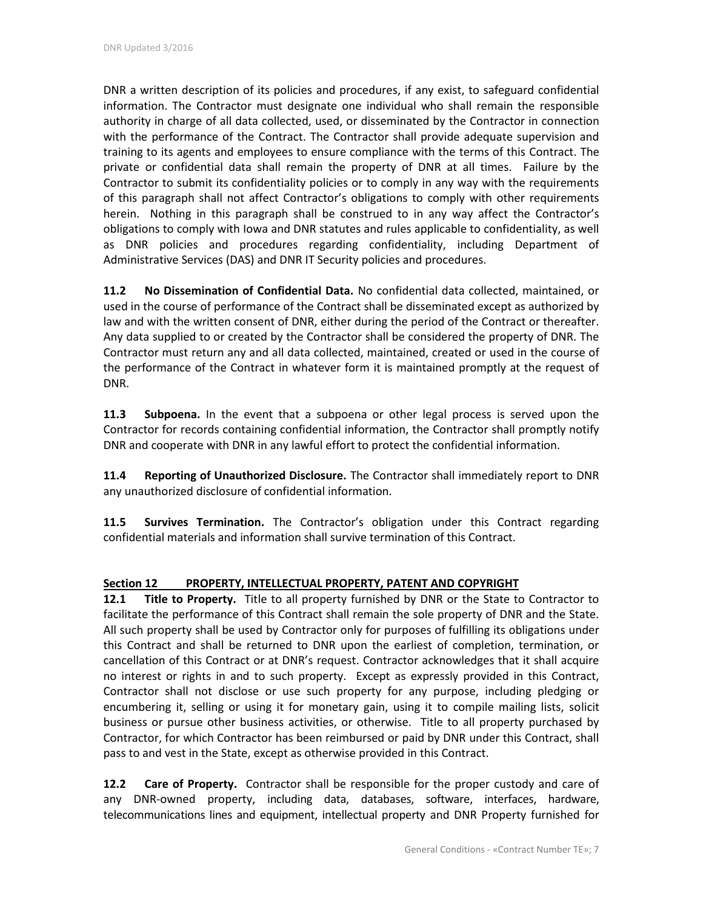DNR a written description of its policies and procedures, if any exist, to safeguard confidential information. The Contractor must designate one individual who shall remain the responsible authority in charge of all data collected, used, or disseminated by the Contractor in connection with the performance of the Contract. The Contractor shall provide adequate supervision and training to its agents and employees to ensure compliance with the terms of this Contract. The private or confidential data shall remain the property of DNR at all times. Failure by the Contractor to submit its confidentiality policies or to comply in any way with the requirements of this paragraph shall not affect Contractor's obligations to comply with other requirements herein. Nothing in this paragraph shall be construed to in any way affect the Contractor's obligations to comply with Iowa and DNR statutes and rules applicable to confidentiality, as well as DNR policies and procedures regarding confidentiality, including Department of Administrative Services (DAS) and DNR IT Security policies and procedures.

**11.2 No Dissemination of Confidential Data.** No confidential data collected, maintained, or used in the course of performance of the Contract shall be disseminated except as authorized by law and with the written consent of DNR, either during the period of the Contract or thereafter. Any data supplied to or created by the Contractor shall be considered the property of DNR. The Contractor must return any and all data collected, maintained, created or used in the course of the performance of the Contract in whatever form it is maintained promptly at the request of DNR.

**11.3 Subpoena.** In the event that a subpoena or other legal process is served upon the Contractor for records containing confidential information, the Contractor shall promptly notify DNR and cooperate with DNR in any lawful effort to protect the confidential information.

**11.4 Reporting of Unauthorized Disclosure.** The Contractor shall immediately report to DNR any unauthorized disclosure of confidential information.

**11.5 Survives Termination.** The Contractor's obligation under this Contract regarding confidential materials and information shall survive termination of this Contract.

## Section 12 PROPERTY, INTELLECTUAL PROPERTY, PATENT AND COPYRIGHT

**12.1 Title to Property.** Title to all property furnished by DNR or the State to Contractor to facilitate the performance of this Contract shall remain the sole property of DNR and the State. All such property shall be used by Contractor only for purposes of fulfilling its obligations under this Contract and shall be returned to DNR upon the earliest of completion, termination, or cancellation of this Contract or at DNR's request. Contractor acknowledges that it shall acquire no interest or rights in and to such property. Except as expressly provided in this Contract, Contractor shall not disclose or use such property for any purpose, including pledging or encumbering it, selling or using it for monetary gain, using it to compile mailing lists, solicit business or pursue other business activities, or otherwise. Title to all property purchased by Contractor, for which Contractor has been reimbursed or paid by DNR under this Contract, shall pass to and vest in the State, except as otherwise provided in this Contract.

**12.2 Care of Property.** Contractor shall be responsible for the proper custody and care of any DNR-owned property, including data, databases, software, interfaces, hardware, telecommunications lines and equipment, intellectual property and DNR Property furnished for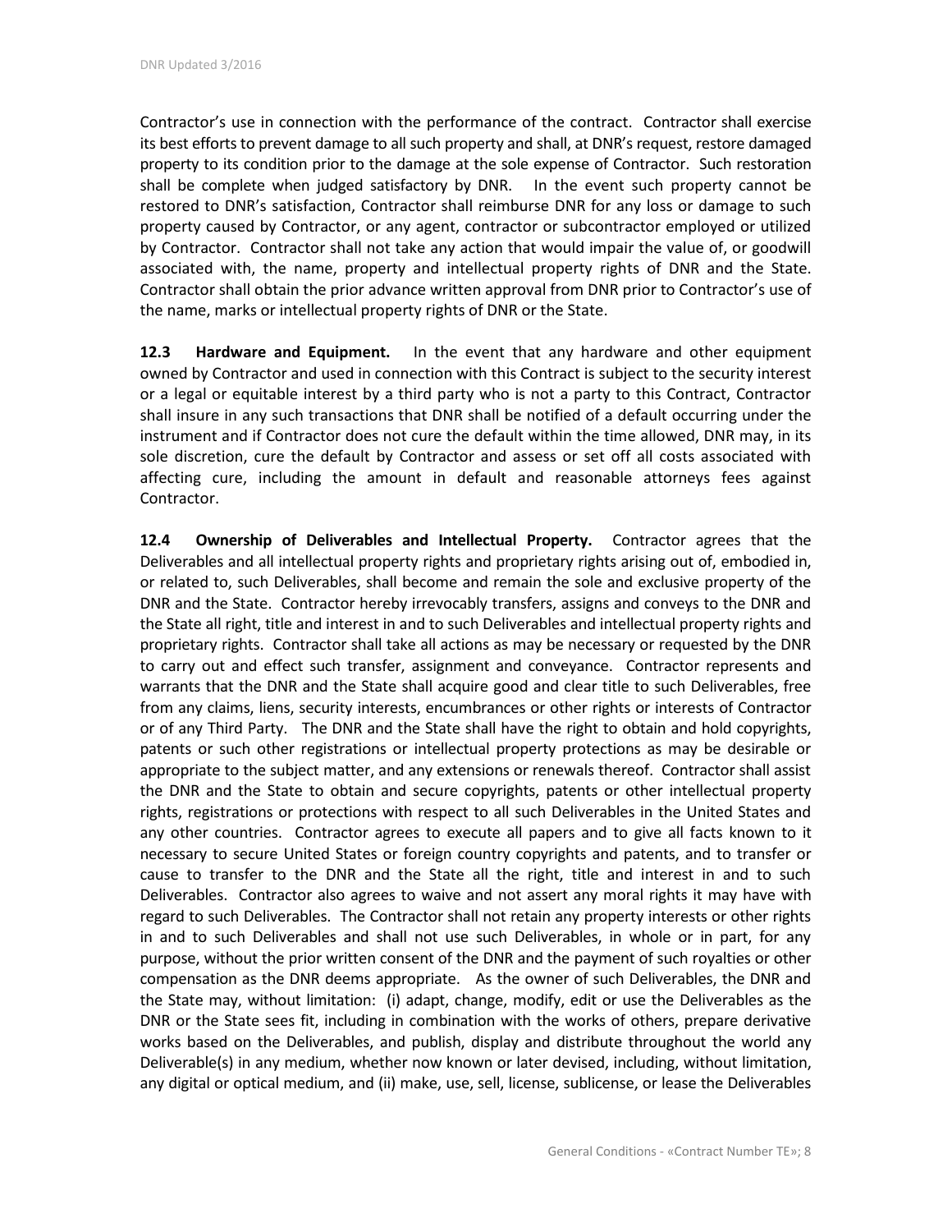Contractor's use in connection with the performance of the contract. Contractor shall exercise its best efforts to prevent damage to all such property and shall, at DNR's request, restore damaged property to its condition prior to the damage at the sole expense of Contractor. Such restoration shall be complete when judged satisfactory by DNR. In the event such property cannot be restored to DNR's satisfaction, Contractor shall reimburse DNR for any loss or damage to such property caused by Contractor, or any agent, contractor or subcontractor employed or utilized by Contractor. Contractor shall not take any action that would impair the value of, or goodwill associated with, the name, property and intellectual property rights of DNR and the State. Contractor shall obtain the prior advance written approval from DNR prior to Contractor's use of the name, marks or intellectual property rights of DNR or the State.

**12.3 Hardware and Equipment.** In the event that any hardware and other equipment owned by Contractor and used in connection with this Contract is subject to the security interest or a legal or equitable interest by a third party who is not a party to this Contract, Contractor shall insure in any such transactions that DNR shall be notified of a default occurring under the instrument and if Contractor does not cure the default within the time allowed, DNR may, in its sole discretion, cure the default by Contractor and assess or set off all costs associated with affecting cure, including the amount in default and reasonable attorneys fees against Contractor.

**12.4 Ownership of Deliverables and Intellectual Property.** Contractor agrees that the Deliverables and all intellectual property rights and proprietary rights arising out of, embodied in, or related to, such Deliverables, shall become and remain the sole and exclusive property of the DNR and the State. Contractor hereby irrevocably transfers, assigns and conveys to the DNR and the State all right, title and interest in and to such Deliverables and intellectual property rights and proprietary rights. Contractor shall take all actions as may be necessary or requested by the DNR to carry out and effect such transfer, assignment and conveyance. Contractor represents and warrants that the DNR and the State shall acquire good and clear title to such Deliverables, free from any claims, liens, security interests, encumbrances or other rights or interests of Contractor or of any Third Party. The DNR and the State shall have the right to obtain and hold copyrights, patents or such other registrations or intellectual property protections as may be desirable or appropriate to the subject matter, and any extensions or renewals thereof. Contractor shall assist the DNR and the State to obtain and secure copyrights, patents or other intellectual property rights, registrations or protections with respect to all such Deliverables in the United States and any other countries. Contractor agrees to execute all papers and to give all facts known to it necessary to secure United States or foreign country copyrights and patents, and to transfer or cause to transfer to the DNR and the State all the right, title and interest in and to such Deliverables. Contractor also agrees to waive and not assert any moral rights it may have with regard to such Deliverables. The Contractor shall not retain any property interests or other rights in and to such Deliverables and shall not use such Deliverables, in whole or in part, for any purpose, without the prior written consent of the DNR and the payment of such royalties or other compensation as the DNR deems appropriate. As the owner of such Deliverables, the DNR and the State may, without limitation: (i) adapt, change, modify, edit or use the Deliverables as the DNR or the State sees fit, including in combination with the works of others, prepare derivative works based on the Deliverables, and publish, display and distribute throughout the world any Deliverable(s) in any medium, whether now known or later devised, including, without limitation, any digital or optical medium, and (ii) make, use, sell, license, sublicense, or lease the Deliverables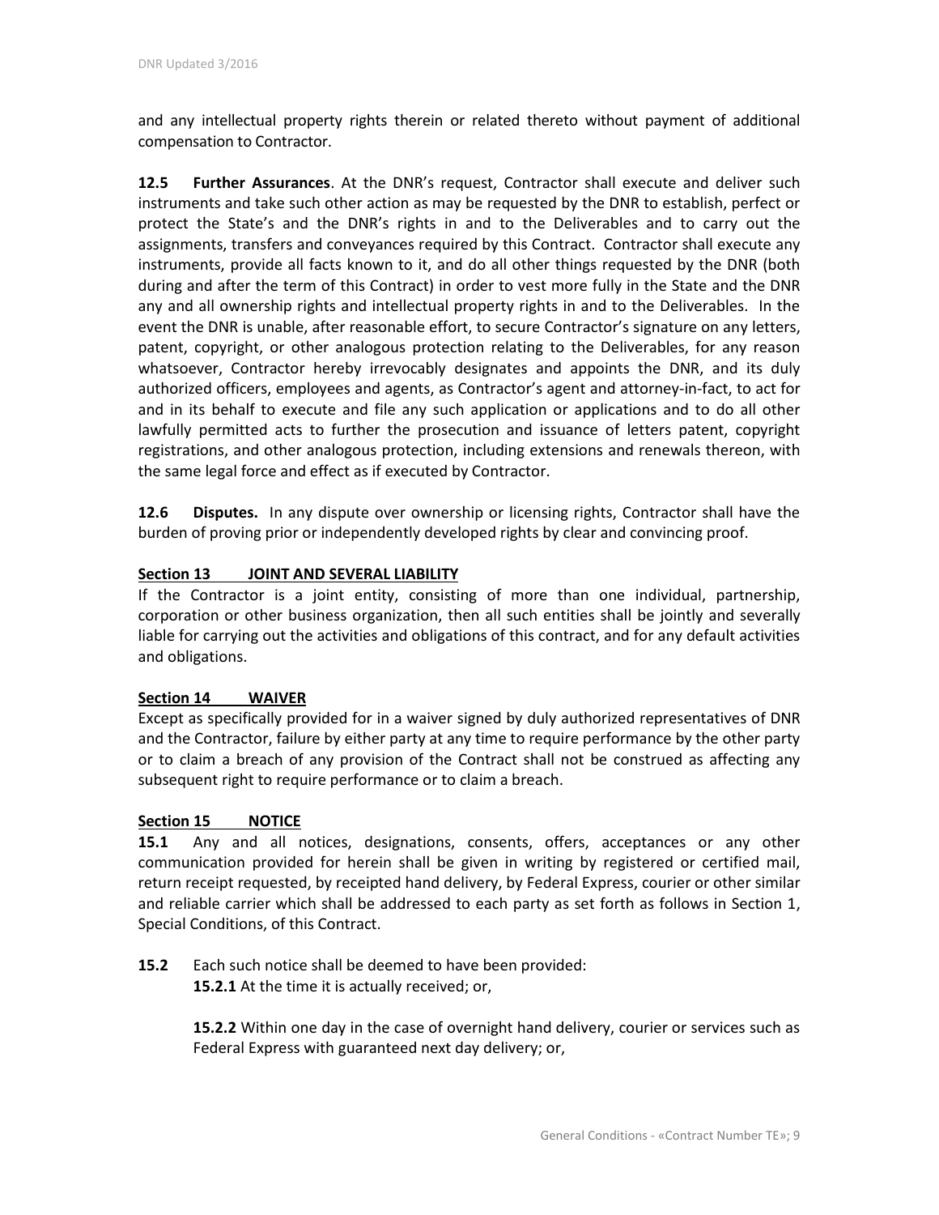and any intellectual property rights therein or related thereto without payment of additional compensation to Contractor.

**12.5 Further Assurances**. At the DNR's request, Contractor shall execute and deliver such instruments and take such other action as may be requested by the DNR to establish, perfect or protect the State's and the DNR's rights in and to the Deliverables and to carry out the assignments, transfers and conveyances required by this Contract. Contractor shall execute any instruments, provide all facts known to it, and do all other things requested by the DNR (both during and after the term of this Contract) in order to vest more fully in the State and the DNR any and all ownership rights and intellectual property rights in and to the Deliverables. In the event the DNR is unable, after reasonable effort, to secure Contractor's signature on any letters, patent, copyright, or other analogous protection relating to the Deliverables, for any reason whatsoever, Contractor hereby irrevocably designates and appoints the DNR, and its duly authorized officers, employees and agents, as Contractor's agent and attorney-in-fact, to act for and in its behalf to execute and file any such application or applications and to do all other lawfully permitted acts to further the prosecution and issuance of letters patent, copyright registrations, and other analogous protection, including extensions and renewals thereon, with the same legal force and effect as if executed by Contractor.

**12.6 Disputes.** In any dispute over ownership or licensing rights, Contractor shall have the burden of proving prior or independently developed rights by clear and convincing proof.

## Section 13 JOINT AND SEVERAL LIABILITY

If the Contractor is a joint entity, consisting of more than one individual, partnership, corporation or other business organization, then all such entities shall be jointly and severally liable for carrying out the activities and obligations of this contract, and for any default activities and obligations.

## Section 14 WAIVER

Except as specifically provided for in a waiver signed by duly authorized representatives of DNR and the Contractor, failure by either party at any time to require performance by the other party or to claim a breach of any provision of the Contract shall not be construed as affecting any subsequent right to require performance or to claim a breach.

## Section 15 NOTICE

**15.1** Any and all notices, designations, consents, offers, acceptances or any other communication provided for herein shall be given in writing by registered or certified mail, return receipt requested, by receipted hand delivery, by Federal Express, courier or other similar and reliable carrier which shall be addressed to each party as set forth as follows in Section 1, Special Conditions, of this Contract.

**15.2** Each such notice shall be deemed to have been provided:

**15.2.1** At the time it is actually received; or,

**15.2.2** Within one day in the case of overnight hand delivery, courier or services such as Federal Express with guaranteed next day delivery; or,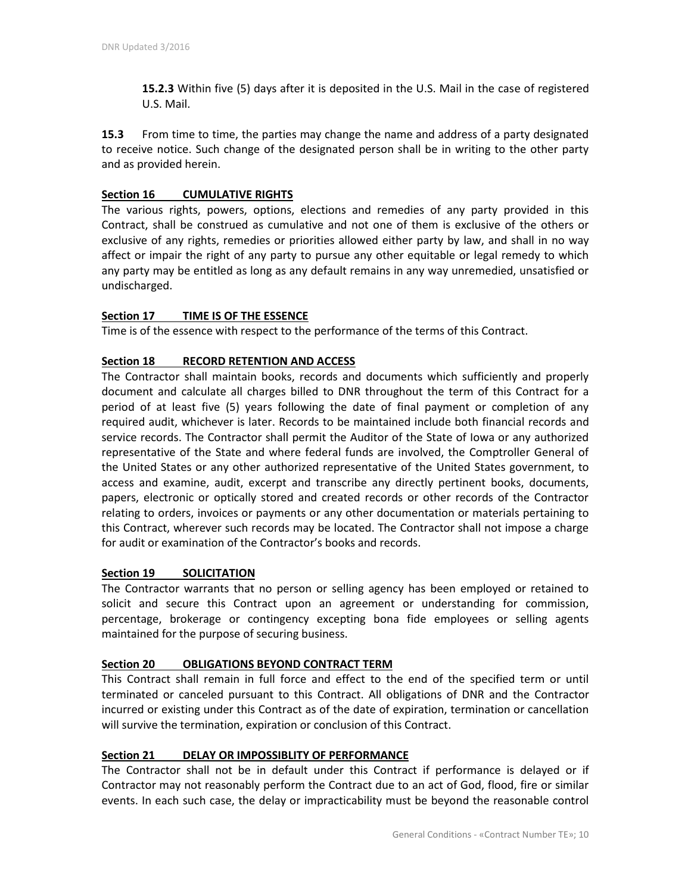**15.2.3** Within five (5) days after it is deposited in the U.S. Mail in the case of registered U.S. Mail.

**15.3** From time to time, the parties may change the name and address of a party designated to receive notice. Such change of the designated person shall be in writing to the other party and as provided herein.

## Section 16 CUMULATIVE RIGHTS

The various rights, powers, options, elections and remedies of any party provided in this Contract, shall be construed as cumulative and not one of them is exclusive of the others or exclusive of any rights, remedies or priorities allowed either party by law, and shall in no way affect or impair the right of any party to pursue any other equitable or legal remedy to which any party may be entitled as long as any default remains in any way unremedied, unsatisfied or undischarged.

## Section 17 TIME IS OF THE ESSENCE

Time is of the essence with respect to the performance of the terms of this Contract.

## Section 18 RECORD RETENTION AND ACCESS

The Contractor shall maintain books, records and documents which sufficiently and properly document and calculate all charges billed to DNR throughout the term of this Contract for a period of at least five (5) years following the date of final payment or completion of any required audit, whichever is later. Records to be maintained include both financial records and service records. The Contractor shall permit the Auditor of the State of Iowa or any authorized representative of the State and where federal funds are involved, the Comptroller General of the United States or any other authorized representative of the United States government, to access and examine, audit, excerpt and transcribe any directly pertinent books, documents, papers, electronic or optically stored and created records or other records of the Contractor relating to orders, invoices or payments or any other documentation or materials pertaining to this Contract, wherever such records may be located. The Contractor shall not impose a charge for audit or examination of the Contractor's books and records.

## Section 19 SOLICITATION

The Contractor warrants that no person or selling agency has been employed or retained to solicit and secure this Contract upon an agreement or understanding for commission, percentage, brokerage or contingency excepting bona fide employees or selling agents maintained for the purpose of securing business.

## Section 20 OBLIGATIONS BEYOND CONTRACT TERM

This Contract shall remain in full force and effect to the end of the specified term or until terminated or canceled pursuant to this Contract. All obligations of DNR and the Contractor incurred or existing under this Contract as of the date of expiration, termination or cancellation will survive the termination, expiration or conclusion of this Contract.

## Section 21 DELAY OR IMPOSSIBLITY OF PERFORMANCE

The Contractor shall not be in default under this Contract if performance is delayed or if Contractor may not reasonably perform the Contract due to an act of God, flood, fire or similar events. In each such case, the delay or impracticability must be beyond the reasonable control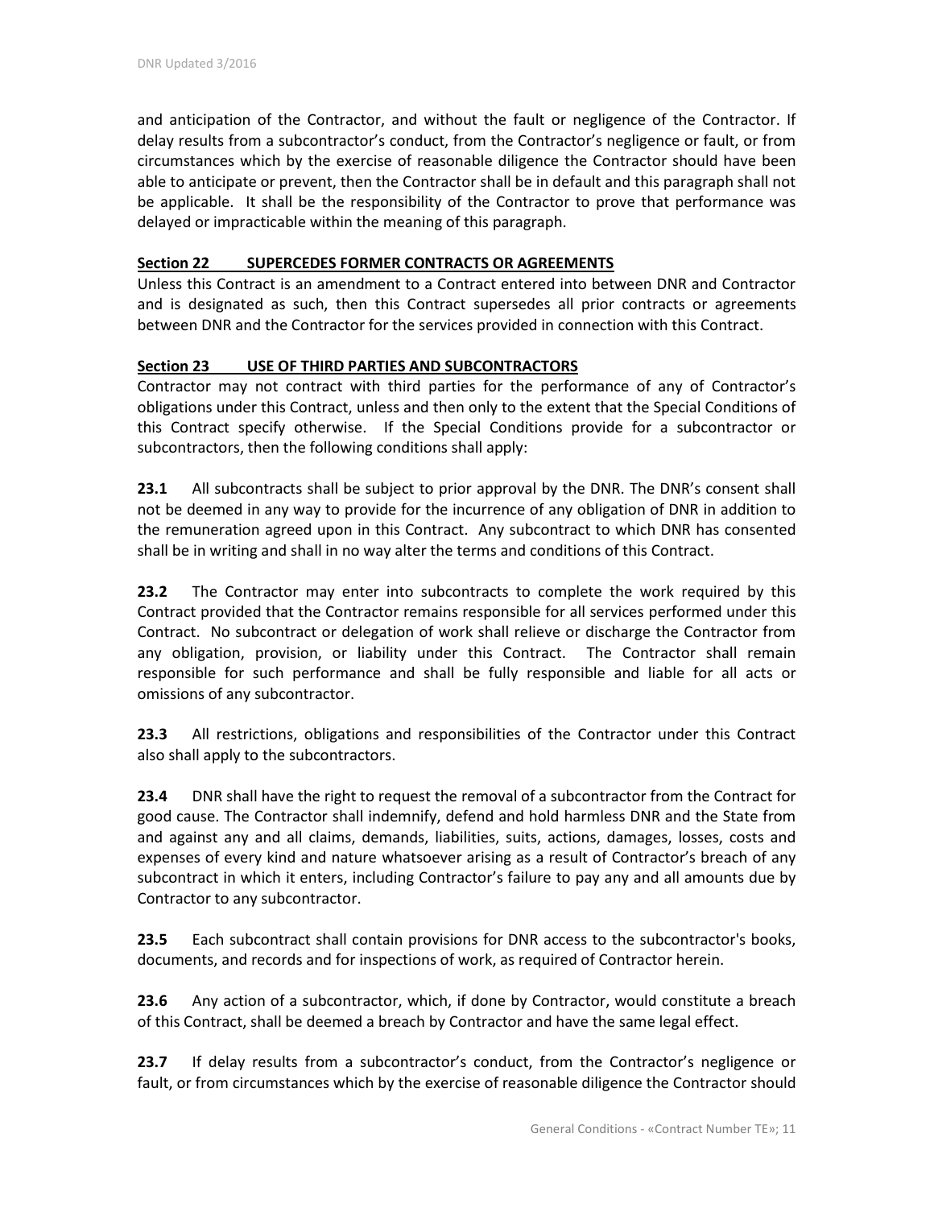and anticipation of the Contractor, and without the fault or negligence of the Contractor. If delay results from a subcontractor's conduct, from the Contractor's negligence or fault, or from circumstances which by the exercise of reasonable diligence the Contractor should have been able to anticipate or prevent, then the Contractor shall be in default and this paragraph shall not be applicable. It shall be the responsibility of the Contractor to prove that performance was delayed or impracticable within the meaning of this paragraph.

**Section 22 SUPERCEDES FORMER CONTRACTS OR AGREEMENTS**

Unless this Contract is an amendment to a Contract entered into between DNR and Contractor and is designated as such, then this Contract supersedes all prior contracts or agreements between DNR and the Contractor for the services provided in connection with this Contract.

**Section 23 USE OF THIRD PARTIES AND SUBCONTRACTORS**

Contractor may not contract with third parties for the performance of any of Contractor's obligations under this Contract, unless and then only to the extent that the Special Conditions of this Contract specify otherwise. If the Special Conditions provide for a subcontractor or subcontractors, then the following conditions shall apply:

**23.1** All subcontracts shall be subject to prior approval by the DNR. The DNR's consent shall not be deemed in any way to provide for the incurrence of any obligation of DNR in addition to the remuneration agreed upon in this Contract. Any subcontract to which DNR has consented shall be in writing and shall in no way alter the terms and conditions of this Contract.

**23.2** The Contractor may enter into subcontracts to complete the work required by this Contract provided that the Contractor remains responsible for all services performed under this Contract. No subcontract or delegation of work shall relieve or discharge the Contractor from any obligation, provision, or liability under this Contract. The Contractor shall remain responsible for such performance and shall be fully responsible and liable for all acts or omissions of any subcontractor.

**23.3** All restrictions, obligations and responsibilities of the Contractor under this Contract also shall apply to the subcontractors.

**23.4** DNR shall have the right to request the removal of a subcontractor from the Contract for good cause. The Contractor shall indemnify, defend and hold harmless DNR and the State from and against any and all claims, demands, liabilities, suits, actions, damages, losses, costs and expenses of every kind and nature whatsoever arising as a result of Contractor's breach of any subcontract in which it enters, including Contractor's failure to pay any and all amounts due by Contractor to any subcontractor.

**23.5** Each subcontract shall contain provisions for DNR access to the subcontractor's books, documents, and records and for inspections of work, as required of Contractor herein.

**23.6** Any action of a subcontractor, which, if done by Contractor, would constitute a breach of this Contract, shall be deemed a breach by Contractor and have the same legal effect.

**23.7** If delay results from a subcontractor's conduct, from the Contractor's negligence or fault, or from circumstances which by the exercise of reasonable diligence the Contractor should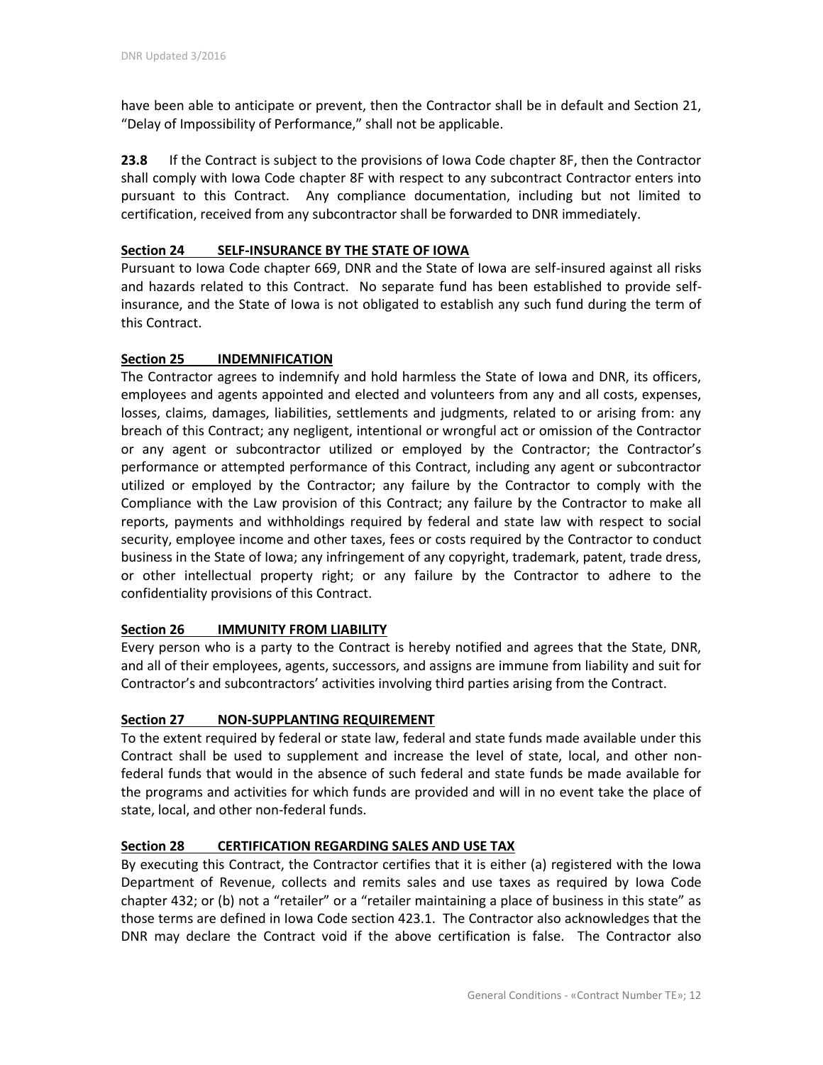have been able to anticipate or prevent, then the Contractor shall be in default and Section 21, "Delay of Impossibility of Performance," shall not be applicable.

**23.8** If the Contract is subject to the provisions of Iowa Code chapter 8F, then the Contractor shall comply with Iowa Code chapter 8F with respect to any subcontract Contractor enters into pursuant to this Contract. Any compliance documentation, including but not limited to certification, received from any subcontractor shall be forwarded to DNR immediately.

## Section 24 SELF-INSURANCE BY THE STATE OF IOWA

Pursuant to Iowa Code chapter 669, DNR and the State of Iowa are self-insured against all risks and hazards related to this Contract. No separate fund has been established to provide self-insurance, and the State of Iowa is not obligated to establish any such fund during the term of this Contract.

## Section 25 INDEMNIFICATION

The Contractor agrees to indemnify and hold harmless the State of Iowa and DNR, its officers, employees and agents appointed and elected and volunteers from any and all costs, expenses, losses, claims, damages, liabilities, settlements and judgments, related to or arising from: any breach of this Contract; any negligent, intentional or wrongful act or omission of the Contractor or any agent or subcontractor utilized or employed by the Contractor; the Contractor's performance or attempted performance of this Contract, including any agent or subcontractor utilized or employed by the Contractor; any failure by the Contractor to comply with the Compliance with the Law provision of this Contract; any failure by the Contractor to make all reports, payments and withholdings required by federal and state law with respect to social security, employee income and other taxes, fees or costs required by the Contractor to conduct business in the State of Iowa; any infringement of any copyright, trademark, patent, trade dress, or other intellectual property right; or any failure by the Contractor to adhere to the confidentiality provisions of this Contract.

## Section 26 IMMUNITY FROM LIABILITY

Every person who is a party to the Contract is hereby notified and agrees that the State, DNR, and all of their employees, agents, successors, and assigns are immune from liability and suit for Contractor's and subcontractors' activities involving third parties arising from the Contract.

## Section 27 NON-SUPPLANTING REQUIREMENT

To the extent required by federal or state law, federal and state funds made available under this Contract shall be used to supplement and increase the level of state, local, and other non-federal funds that would in the absence of such federal and state funds be made available for the programs and activities for which funds are provided and will in no event take the place of state, local, and other non-federal funds.

## Section 28 CERTIFICATION REGARDING SALES AND USE TAX

By executing this Contract, the Contractor certifies that it is either (a) registered with the Iowa Department of Revenue, collects and remits sales and use taxes as required by Iowa Code chapter 432; or (b) not a "retailer" or a "retailer maintaining a place of business in this state" as those terms are defined in Iowa Code section 423.1. The Contractor also acknowledges that the DNR may declare the Contract void if the above certification is false. The Contractor also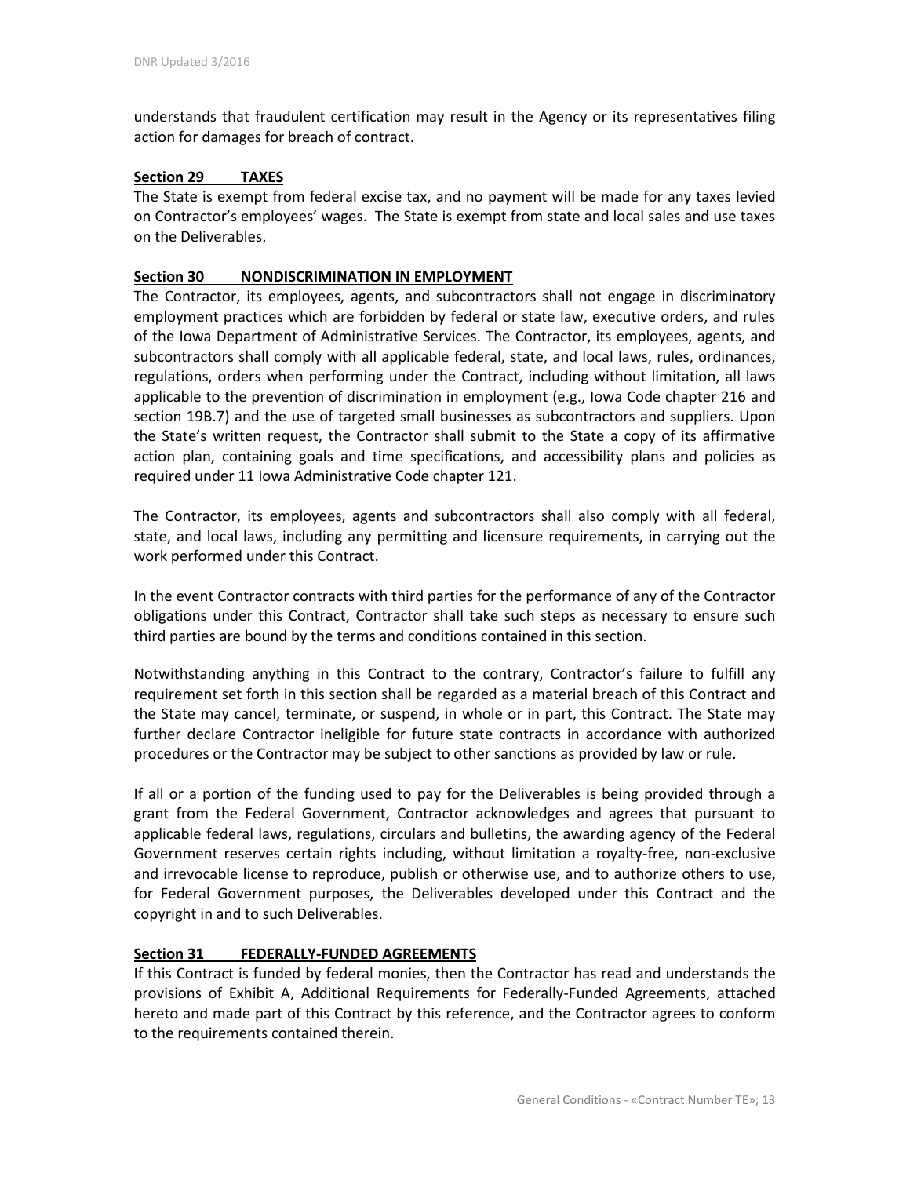understands that fraudulent certification may result in the Agency or its representatives filing action for damages for breach of contract.

**Section 29 TAXES**

The State is exempt from federal excise tax, and no payment will be made for any taxes levied on Contractor's employees' wages. The State is exempt from state and local sales and use taxes on the Deliverables.

**Section 30 NONDISCRIMINATION IN EMPLOYMENT**

The Contractor, its employees, agents, and subcontractors shall not engage in discriminatory employment practices which are forbidden by federal or state law, executive orders, and rules of the Iowa Department of Administrative Services. The Contractor, its employees, agents, and subcontractors shall comply with all applicable federal, state, and local laws, rules, ordinances, regulations, orders when performing under the Contract, including without limitation, all laws applicable to the prevention of discrimination in employment (e.g., Iowa Code chapter 216 and section 19B.7) and the use of targeted small businesses as subcontractors and suppliers. Upon the State's written request, the Contractor shall submit to the State a copy of its affirmative action plan, containing goals and time specifications, and accessibility plans and policies as required under 11 Iowa Administrative Code chapter 121.

The Contractor, its employees, agents and subcontractors shall also comply with all federal, state, and local laws, including any permitting and licensure requirements, in carrying out the work performed under this Contract.

In the event Contractor contracts with third parties for the performance of any of the Contractor obligations under this Contract, Contractor shall take such steps as necessary to ensure such third parties are bound by the terms and conditions contained in this section.

Notwithstanding anything in this Contract to the contrary, Contractor's failure to fulfill any requirement set forth in this section shall be regarded as a material breach of this Contract and the State may cancel, terminate, or suspend, in whole or in part, this Contract. The State may further declare Contractor ineligible for future state contracts in accordance with authorized procedures or the Contractor may be subject to other sanctions as provided by law or rule.

If all or a portion of the funding used to pay for the Deliverables is being provided through a grant from the Federal Government, Contractor acknowledges and agrees that pursuant to applicable federal laws, regulations, circulars and bulletins, the awarding agency of the Federal Government reserves certain rights including, without limitation a royalty-free, non-exclusive and irrevocable license to reproduce, publish or otherwise use, and to authorize others to use, for Federal Government purposes, the Deliverables developed under this Contract and the copyright in and to such Deliverables.

**Section 31 FEDERALLY-FUNDED AGREEMENTS**

If this Contract is funded by federal monies, then the Contractor has read and understands the provisions of Exhibit A, Additional Requirements for Federally-Funded Agreements, attached hereto and made part of this Contract by this reference, and the Contractor agrees to conform to the requirements contained therein.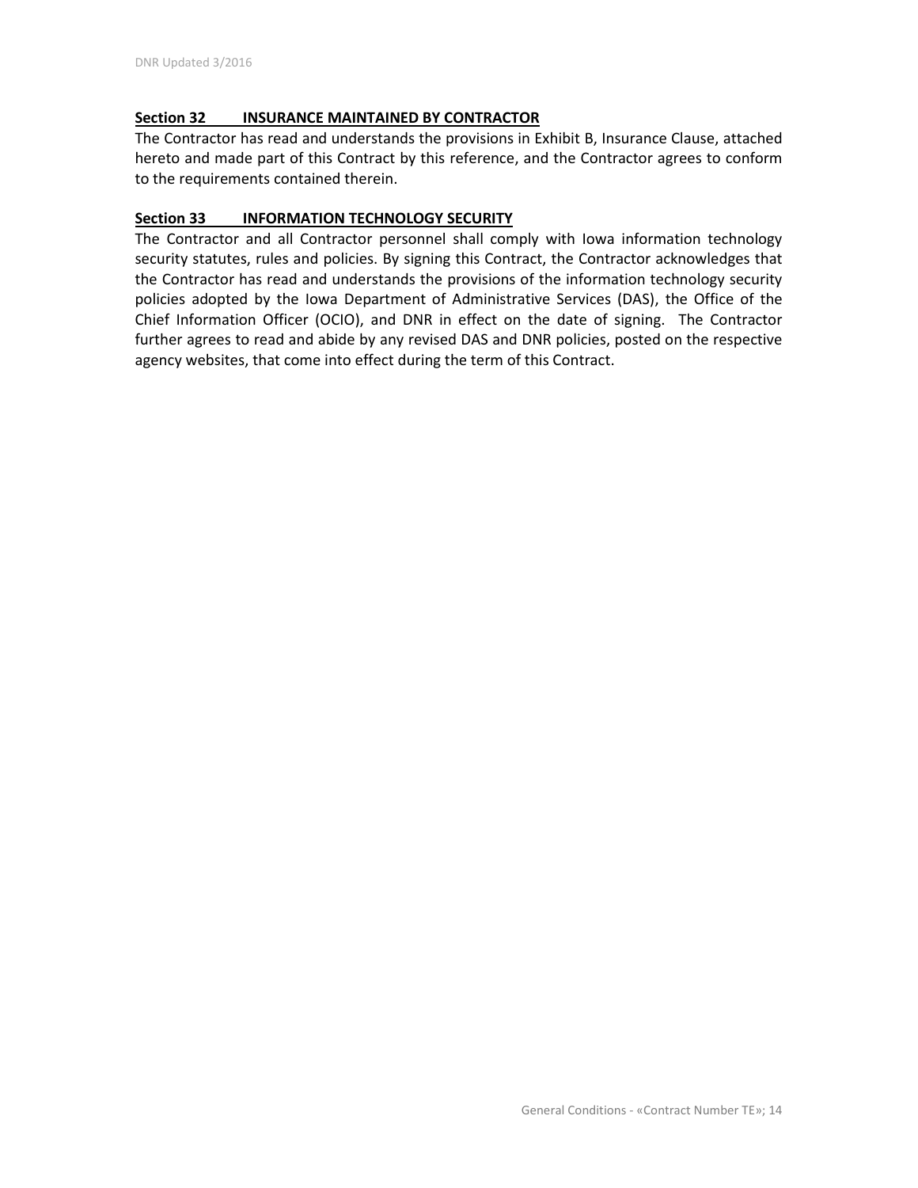### Section 32 INSURANCE MAINTAINED BY CONTRACTOR

The Contractor has read and understands the provisions in Exhibit B, Insurance Clause, attached hereto and made part of this Contract by this reference, and the Contractor agrees to conform to the requirements contained therein.

### Section 33 INFORMATION TECHNOLOGY SECURITY

The Contractor and all Contractor personnel shall comply with Iowa information technology security statutes, rules and policies. By signing this Contract, the Contractor acknowledges that the Contractor has read and understands the provisions of the information technology security policies adopted by the Iowa Department of Administrative Services (DAS), the Office of the Chief Information Officer (OCIO), and DNR in effect on the date of signing. The Contractor further agrees to read and abide by any revised DAS and DNR policies, posted on the respective agency websites, that come into effect during the term of this Contract.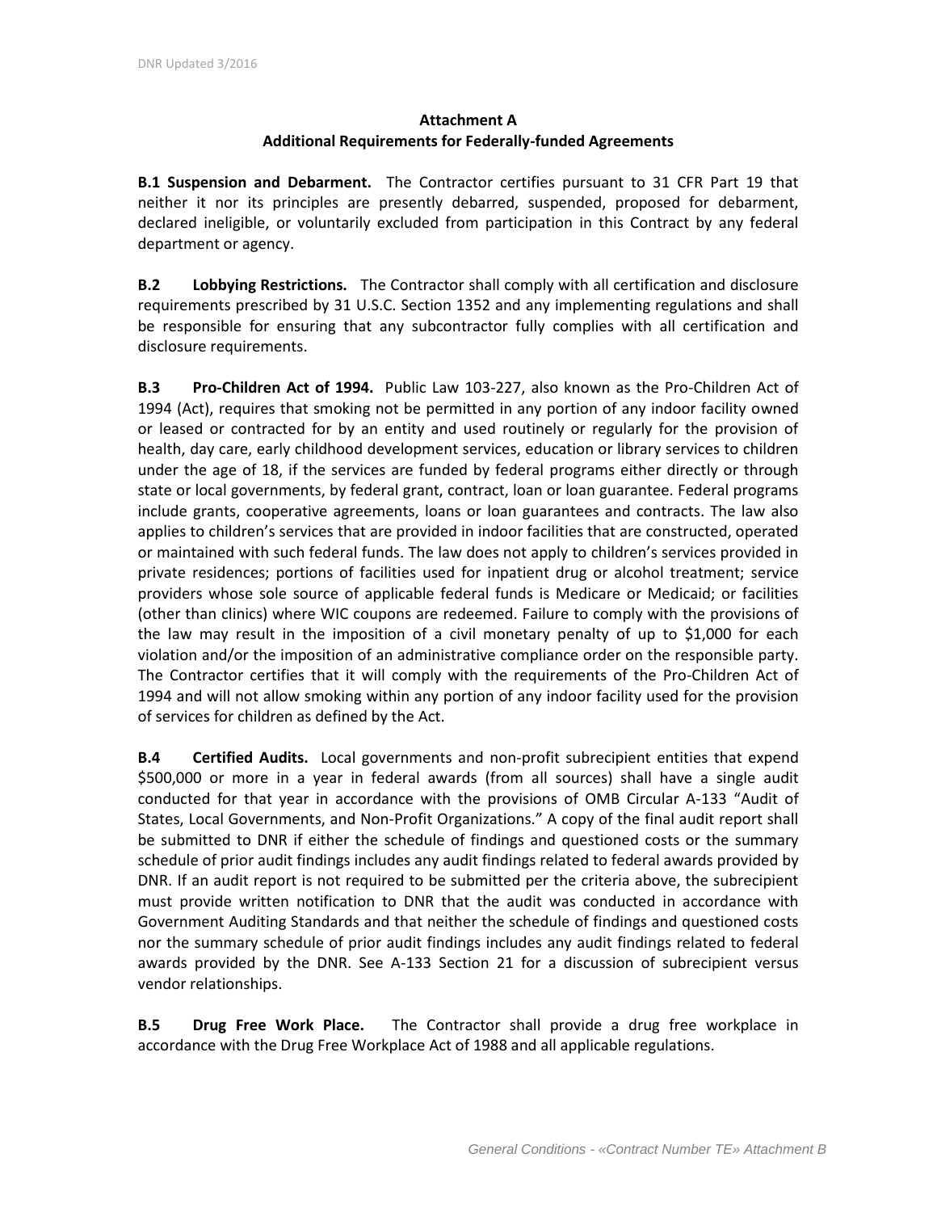## Attachment A
## Additional Requirements for Federally-funded Agreements

**B.1 Suspension and Debarment.** The Contractor certifies pursuant to 31 CFR Part 19 that neither it nor its principles are presently debarred, suspended, proposed for debarment, declared ineligible, or voluntarily excluded from participation in this Contract by any federal department or agency.

**B.2 Lobbying Restrictions.** The Contractor shall comply with all certification and disclosure requirements prescribed by 31 U.S.C. Section 1352 and any implementing regulations and shall be responsible for ensuring that any subcontractor fully complies with all certification and disclosure requirements.

**B.3 Pro-Children Act of 1994.** Public Law 103-227, also known as the Pro-Children Act of 1994 (Act), requires that smoking not be permitted in any portion of any indoor facility owned or leased or contracted for by an entity and used routinely or regularly for the provision of health, day care, early childhood development services, education or library services to children under the age of 18, if the services are funded by federal programs either directly or through state or local governments, by federal grant, contract, loan or loan guarantee. Federal programs include grants, cooperative agreements, loans or loan guarantees and contracts. The law also applies to children's services that are provided in indoor facilities that are constructed, operated or maintained with such federal funds. The law does not apply to children's services provided in private residences; portions of facilities used for inpatient drug or alcohol treatment; service providers whose sole source of applicable federal funds is Medicare or Medicaid; or facilities (other than clinics) where WIC coupons are redeemed. Failure to comply with the provisions of the law may result in the imposition of a civil monetary penalty of up to $1,000 for each violation and/or the imposition of an administrative compliance order on the responsible party. The Contractor certifies that it will comply with the requirements of the Pro-Children Act of 1994 and will not allow smoking within any portion of any indoor facility used for the provision of services for children as defined by the Act.

**B.4 Certified Audits.** Local governments and non-profit subrecipient entities that expend $500,000 or more in a year in federal awards (from all sources) shall have a single audit conducted for that year in accordance with the provisions of OMB Circular A-133 "Audit of States, Local Governments, and Non-Profit Organizations." A copy of the final audit report shall be submitted to DNR if either the schedule of findings and questioned costs or the summary schedule of prior audit findings includes any audit findings related to federal awards provided by DNR. If an audit report is not required to be submitted per the criteria above, the subrecipient must provide written notification to DNR that the audit was conducted in accordance with Government Auditing Standards and that neither the schedule of findings and questioned costs nor the summary schedule of prior audit findings includes any audit findings related to federal awards provided by the DNR. See A-133 Section 21 for a discussion of subrecipient versus vendor relationships.

**B.5 Drug Free Work Place.** The Contractor shall provide a drug free workplace in accordance with the Drug Free Workplace Act of 1988 and all applicable regulations.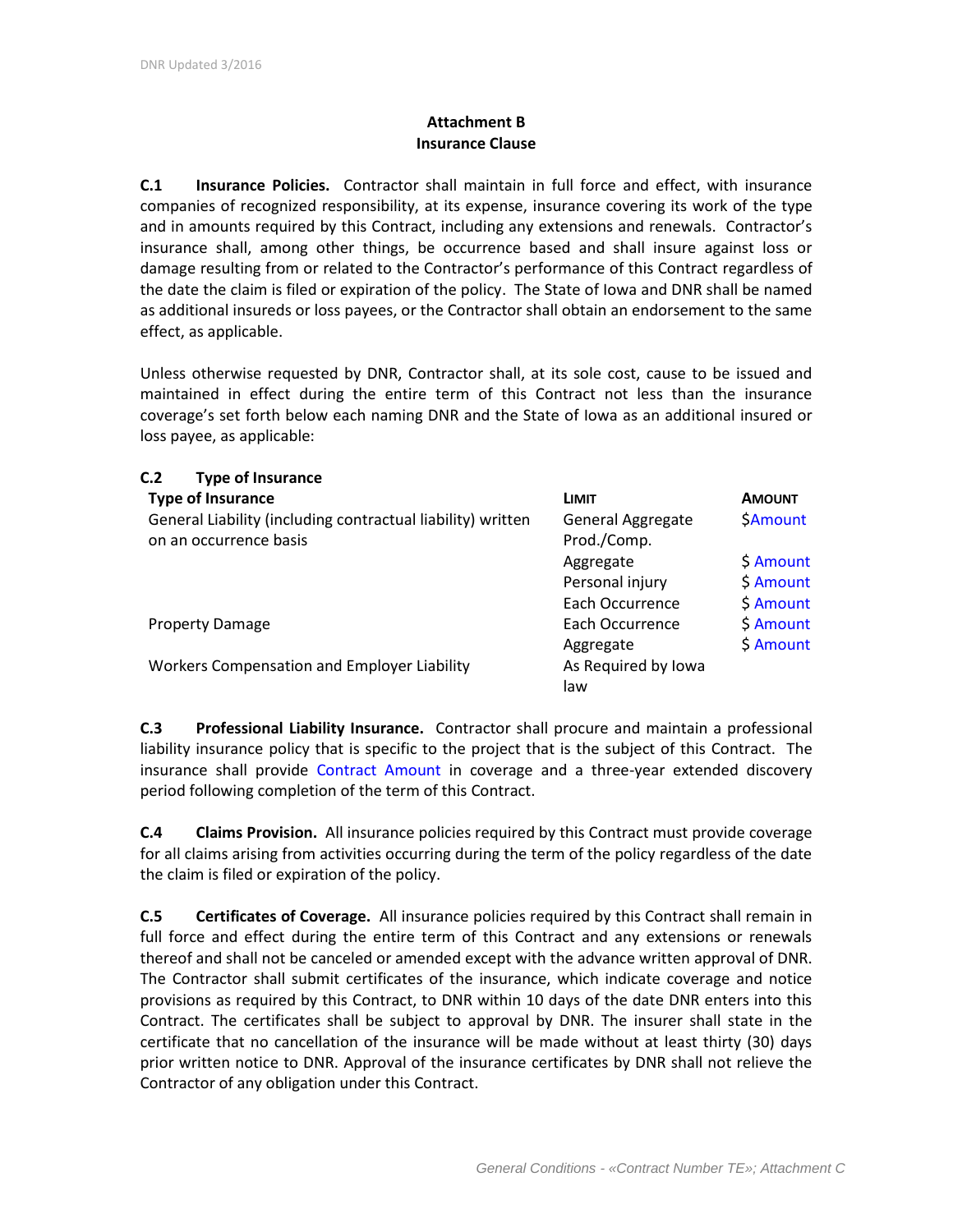**Attachment B**
**Insurance Clause**

**C.1 Insurance Policies.** Contractor shall maintain in full force and effect, with insurance companies of recognized responsibility, at its expense, insurance covering its work of the type and in amounts required by this Contract, including any extensions and renewals. Contractor's insurance shall, among other things, be occurrence based and shall insure against loss or damage resulting from or related to the Contractor's performance of this Contract regardless of the date the claim is filed or expiration of the policy. The State of Iowa and DNR shall be named as additional insureds or loss payees, or the Contractor shall obtain an endorsement to the same effect, as applicable.

Unless otherwise requested by DNR, Contractor shall, at its sole cost, cause to be issued and maintained in effect during the entire term of this Contract not less than the insurance coverage's set forth below each naming DNR and the State of Iowa as an additional insured or loss payee, as applicable:

**C.2 Type of Insurance**

| Type of Insurance | Limit | Amount |
|---|---|---|
| General Liability (including contractual liability) written on an occurrence basis | General Aggregate | $Amount |
| | Prod./Comp. Aggregate | $ Amount |
| | Personal injury | $ Amount |
| | Each Occurrence | $ Amount |
| Property Damage | Each Occurrence | $ Amount |
| | Aggregate | $ Amount |
| Workers Compensation and Employer Liability | As Required by Iowa law | |

**C.3 Professional Liability Insurance.** Contractor shall procure and maintain a professional liability insurance policy that is specific to the project that is the subject of this Contract. The insurance shall provide Contract Amount in coverage and a three-year extended discovery period following completion of the term of this Contract.

**C.4 Claims Provision.** All insurance policies required by this Contract must provide coverage for all claims arising from activities occurring during the term of the policy regardless of the date the claim is filed or expiration of the policy.

**C.5 Certificates of Coverage.** All insurance policies required by this Contract shall remain in full force and effect during the entire term of this Contract and any extensions or renewals thereof and shall not be canceled or amended except with the advance written approval of DNR. The Contractor shall submit certificates of the insurance, which indicate coverage and notice provisions as required by this Contract, to DNR within 10 days of the date DNR enters into this Contract. The certificates shall be subject to approval by DNR. The insurer shall state in the certificate that no cancellation of the insurance will be made without at least thirty (30) days prior written notice to DNR. Approval of the insurance certificates by DNR shall not relieve the Contractor of any obligation under this Contract.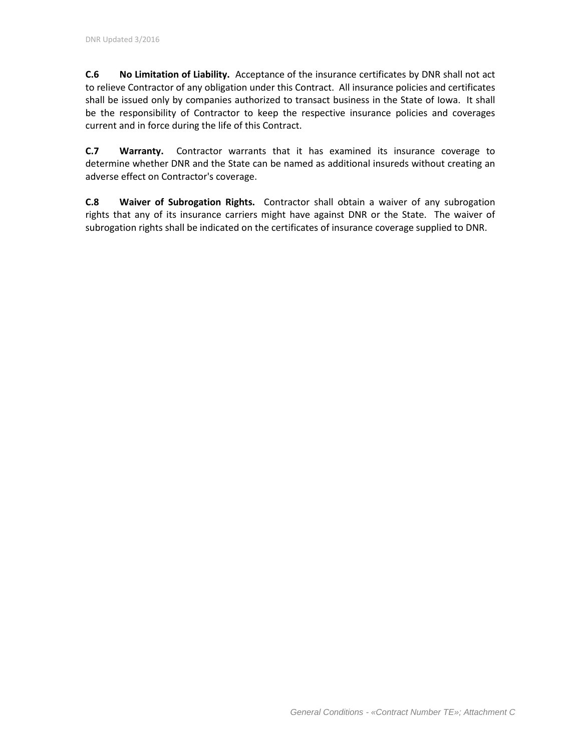**C.6 No Limitation of Liability.** Acceptance of the insurance certificates by DNR shall not act to relieve Contractor of any obligation under this Contract. All insurance policies and certificates shall be issued only by companies authorized to transact business in the State of Iowa. It shall be the responsibility of Contractor to keep the respective insurance policies and coverages current and in force during the life of this Contract.

**C.7 Warranty.** Contractor warrants that it has examined its insurance coverage to determine whether DNR and the State can be named as additional insureds without creating an adverse effect on Contractor's coverage.

**C.8 Waiver of Subrogation Rights.** Contractor shall obtain a waiver of any subrogation rights that any of its insurance carriers might have against DNR or the State. The waiver of subrogation rights shall be indicated on the certificates of insurance coverage supplied to DNR.